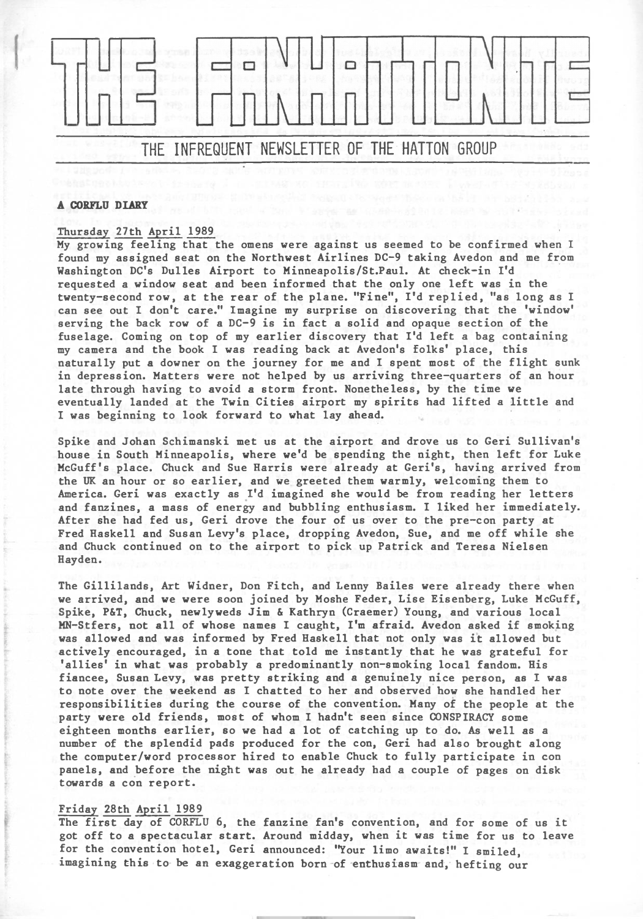# THE FANHATTONITE

## THE INFREQUENT NEWSLETTER OF THE HATTON GROUP

**A CORFLU DIARY**

Thursday 27th April 1989

My growing feeling that the omens were against us seemed to be confirmed when I found my assigned seat on the Northwest Airlines DC-9 taking Avedon and me from Washington DC's Dulles Airport to Minneapolis/St.Paul. At check-in I'd requested a window seat and been informed that the only one left was in the twenty-second row, at the rear of the plane. "Fine", I'd replied, "as long as I can see out I don't care." Imagine my surprise on discovering that the 'window' serving the back row of a DC-9 is in fact a solid and opaque section of the fuselage. Coming on top of my earlier discovery that I'd left a bag containing my camera and the book I was reading back at Avedon's folks' place, this naturally put a downer on the journey for me and I spent most of the flight sunk in depression. Matters were not helped by us arriving three-quarters of an hour late through having to avoid a storm front. Nonetheless, by the time we eventually landed at the Twin Cities airport my spirits had lifted a little and I was beginning to look forward to what lay ahead.

Spike and Johan Schimanski met us at the airport and drove us to Geri Sullivan's house in South Minneapolis, where we'd be spending the night, then left for Luke McGuff's place. Chuck and Sue Harris were already at Geri's, having arrived from the UK an hour or so earlier, and we greeted them warmly, welcoming them to America. Geri was exactly as I'd imagined she would be from reading her letters and fanzines, a mass of energy and bubbling enthusiasm. I liked her immediately. After she had fed us, Geri drove the four of us over to the pre-con party at Fred Haskell and Susan Levy's place, dropping Avedon, Sue, and me off while she and Chuck continued on to the airport to pick up Patrick and Teresa Nielsen Hayden.

The Gillilands, Art Widner, Don Fitch, and Lenny Bailes were already there when we arrived, and we were soon joined by Moshe Feder, Lise Eisenberg, Luke McGuff, Spike, P&T, Chuck, newlyweds Jim & Kathryn (Craemer) Young, and various local MN-Stfers, not all of whose names I caught, I'm afraid. Avedon asked if smoking was allowed and was informed by Fred Haskell that not only was it allowed but actively encouraged, in a tone that told me instantly that he was grateful for 'allies' in what was probably a predominantly non-smoking local fandom. His fiancee, Susan Levy, was pretty striking and a genuinely nice person, as I was to note over the weekend as I chatted to her and observed how she handled her responsibilities during the course of the convention. Many of the people at the party were old friends, most of whom I hadn't seen since CONSPIRACY some eighteen months earlier, so we had a lot of catching up to do. As well as a number of the splendid pads produced for the con, Geri had also brought along the computer/word processor hired to enable Chuck to fully participate in con panels, and before the night was out he already had a couple of pages on disk towards a con report.

Friday 28th April 1989

The first day of CORFLU 6, the fanzine fan's convention, and for some of us it got off to a spectacular start. Around midday, when it was time for us to leave for the convention hotel, Geri announced: "Your limo awaits!" I smiled, imagining this to be an exaggeration born of enthusiasm and, hefting our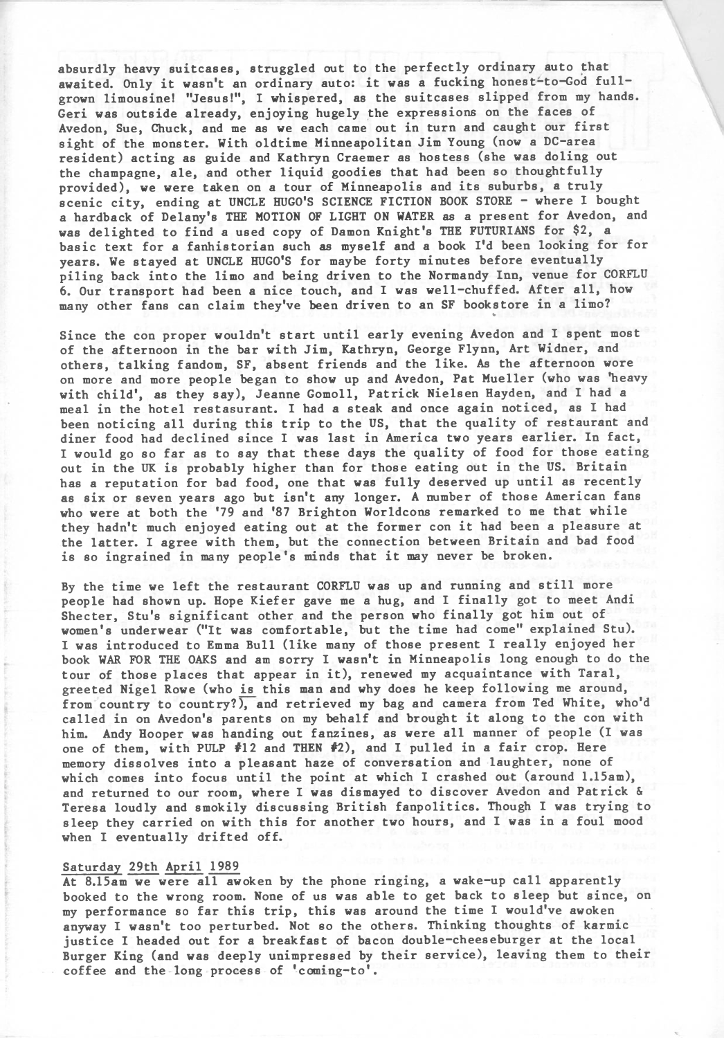absurdly heavy suitcases, struggled out to the perfectly ordinary auto that awaited. Only it wasn't an ordinary auto: it was a fucking honest-to-God full-grown limousine! "Jesus!", I whispered, as the suitcases slipped from my hands. Geri was outside already, enjoying hugely the expressions on the faces of Avedon, Sue, Chuck, and me as we each came out in turn and caught our first sight of the monster. With oldtime Minneapolitan Jim Young (now a DC-area resident) acting as guide and Kathryn Craemer as hostess (she was doling out the champagne, ale, and other liquid goodies that had been so thoughtfully provided), we were taken on a tour of Minneapolis and its suburbs, a truly scenic city, ending at UNCLE HUGO'S SCIENCE FICTION BOOK STORE - where I bought a hardback of Delany's THE MOTION OF LIGHT ON WATER as a present for Avedon, and was delighted to find a used copy of Damon Knight's THE FUTURIANS for $2, a basic text for a fanhistorian such as myself and a book I'd been looking for for years. We stayed at UNCLE HUGO'S for maybe forty minutes before eventually piling back into the limo and being driven to the Normandy Inn, venue for CORFLU 6. Our transport had been a nice touch, and I was well-chuffed. After all, how many other fans can claim they've been driven to an SF bookstore in a limo?

Since the con proper wouldn't start until early evening Avedon and I spent most of the afternoon in the bar with Jim, Kathryn, George Flynn, Art Widner, and others, talking fandom, SF, absent friends and the like. As the afternoon wore on more and more people began to show up and Avedon, Pat Mueller (who was 'heavy with child', as they say), Jeanne Gomoll, Patrick Nielsen Hayden, and I had a meal in the hotel restasurant. I had a steak and once again noticed, as I had been noticing all during this trip to the US, that the quality of restaurant and diner food had declined since I was last in America two years earlier. In fact, I would go so far as to say that these days the quality of food for those eating out in the UK is probably higher than for those eating out in the US. Britain has a reputation for bad food, one that was fully deserved up until as recently as six or seven years ago but isn't any longer. A number of those American fans who were at both the '79 and '87 Brighton Worldcons remarked to me that while they hadn't much enjoyed eating out at the former con it had been a pleasure at the latter. I agree with them, but the connection between Britain and bad food is so ingrained in many people's minds that it may never be broken.

By the time we left the restaurant CORFLU was up and running and still more people had shown up. Hope Kiefer gave me a hug, and I finally got to meet Andi Shecter, Stu's significant other and the person who finally got him out of women's underwear ("It was comfortable, but the time had come" explained Stu). I was introduced to Emma Bull (like many of those present I really enjoyed her book WAR FOR THE OAKS and am sorry I wasn't in Minneapolis long enough to do the tour of those places that appear in it), renewed my acquaintance with Taral, greeted Nigel Rowe (who is this man and why does he keep following me around, from country to country?), and retrieved my bag and camera from Ted White, who'd called in on Avedon's parents on my behalf and brought it along to the con with him. Andy Hooper was handing out fanzines, as were all manner of people (I was one of them, with PULP #12 and THEN #2), and I pulled in a fair crop. Here memory dissolves into a pleasant haze of conversation and laughter, none of which comes into focus until the point at which I crashed out (around 1.15am), and returned to our room, where I was dismayed to discover Avedon and Patrick & Teresa loudly and smokily discussing British fanpolitics. Though I was trying to sleep they carried on with this for another two hours, and I was in a foul mood when I eventually drifted off.

## Saturday 29th April 1989

At 8.15am we were all awoken by the phone ringing, a wake-up call apparently booked to the wrong room. None of us was able to get back to sleep but since, on my performance so far this trip, this was around the time I would've awoken anyway I wasn't too perturbed. Not so the others. Thinking thoughts of karmic justice I headed out for a breakfast of bacon double-cheeseburger at the local Burger King (and was deeply unimpressed by their service), leaving them to their coffee and the long process of 'coming-to'.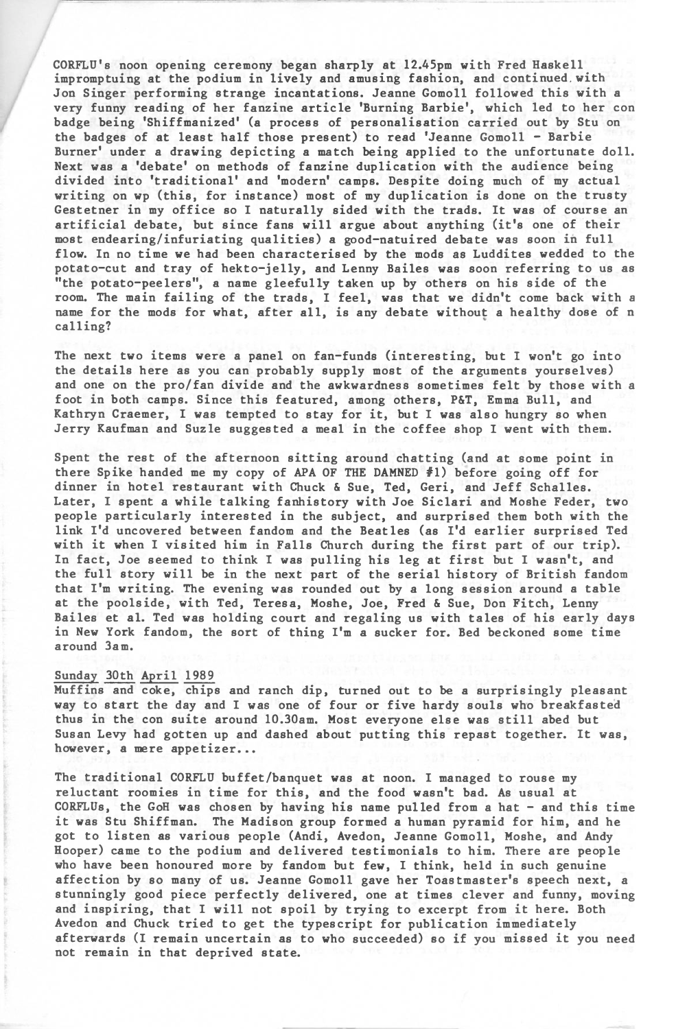CORFLU's noon opening ceremony began sharply at 12.45pm with Fred Haskell impromptuing at the podium in lively and amusing fashion, and continued with Jon Singer performing strange incantations. Jeanne Gomoll followed this with a very funny reading of her fanzine article 'Burning Barbie', which led to her con badge being 'Shiffmanized' (a process of personalisation carried out by Stu on the badges of at least half those present) to read 'Jeanne Gomoll - Barbie Burner' under a drawing depicting a match being applied to the unfortunate doll. Next was a 'debate' on methods of fanzine duplication with the audience being divided into 'traditional' and 'modern' camps. Despite doing much of my actual writing on wp (this, for instance) most of my duplication is done on the trusty Gestetner in my office so I naturally sided with the trads. It was of course an artificial debate, but since fans will argue about anything (it's one of their most endearing/infuriating qualities) a good-natuired debate was soon in full flow. In no time we had been characterised by the mods as Luddites wedded to the potato-cut and tray of hekto-jelly, and Lenny Bailes was soon referring to us as "the potato-peelers", a name gleefully taken up by others on his side of the room. The main failing of the trads, I feel, was that we didn't come back with a name for the mods for what, after all, is any debate without a healthy dose of n calling?

The next two items were a panel on fan-funds (interesting, but I won't go into the details here as you can probably supply most of the arguments yourselves) and one on the pro/fan divide and the awkwardness sometimes felt by those with a foot in both camps. Since this featured, among others, P&T, Emma Bull, and Kathryn Craemer, I was tempted to stay for it, but I was also hungry so when Jerry Kaufman and Suzle suggested a meal in the coffee shop I went with them.

Spent the rest of the afternoon sitting around chatting (and at some point in there Spike handed me my copy of APA OF THE DAMNED #1) before going off for dinner in hotel restaurant with Chuck & Sue, Ted, Geri, and Jeff Schalles. Later, I spent a while talking fanhistory with Joe Siclari and Moshe Feder, two people particularly interested in the subject, and surprised them both with the link I'd uncovered between fandom and the Beatles (as I'd earlier surprised Ted with it when I visited him in Falls Church during the first part of our trip). In fact, Joe seemed to think I was pulling his leg at first but I wasn't, and the full story will be in the next part of the serial history of British fandom that I'm writing. The evening was rounded out by a long session around a table at the poolside, with Ted, Teresa, Moshe, Joe, Fred & Sue, Don Fitch, Lenny Bailes et al. Ted was holding court and regaling us with tales of his early days in New York fandom, the sort of thing I'm a sucker for. Bed beckoned some time around 3am.

## Sunday 30th April 1989

Muffins and coke, chips and ranch dip, turned out to be a surprisingly pleasant way to start the day and I was one of four or five hardy souls who breakfasted thus in the con suite around 10.30am. Most everyone else was still abed but Susan Levy had gotten up and dashed about putting this repast together. It was, however, a mere appetizer...

The traditional CORFLU buffet/banquet was at noon. I managed to rouse my reluctant roomies in time for this, and the food wasn't bad. As usual at CORFLUs, the GoH was chosen by having his name pulled from a hat - and this time it was Stu Shiffman. The Madison group formed a human pyramid for him, and he got to listen as various people (Andi, Avedon, Jeanne Gomoll, Moshe, and Andy Hooper) came to the podium and delivered testimonials to him. There are people who have been honoured more by fandom but few, I think, held in such genuine affection by so many of us. Jeanne Gomoll gave her Toastmaster's speech next, a stunningly good piece perfectly delivered, one at times clever and funny, moving and inspiring, that I will not spoil by trying to excerpt from it here. Both Avedon and Chuck tried to get the typescript for publication immediately afterwards (I remain uncertain as to who succeeded) so if you missed it you need not remain in that deprived state.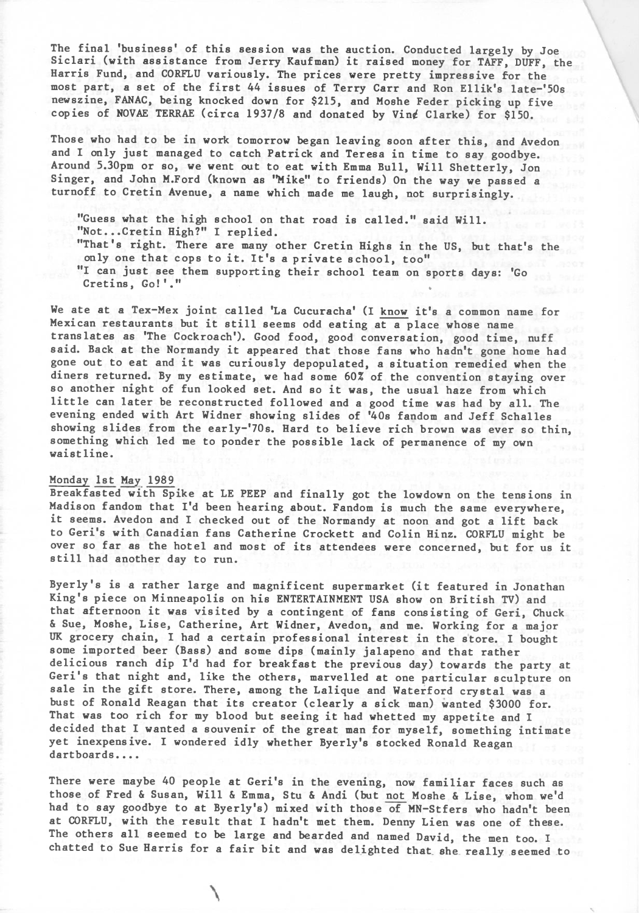The final 'business' of this session was the auction. Conducted largely by Joe Siclari (with assistance from Jerry Kaufman) it raised money for TAFF, DUFF, the Harris Fund, and CORFLU variously. The prices were pretty impressive for the most part, a set of the first 44 issues of Terry Carr and Ron Ellik's late-'50s newszine, FANAC, being knocked down for $215, and Moshe Feder picking up five copies of NOVAE TERRAE (circa 1937/8 and donated by Vin¢ Clarke) for $150.

Those who had to be in work tomorrow began leaving soon after this, and Avedon and I only just managed to catch Patrick and Teresa in time to say goodbye. Around 5.30pm or so, we went out to eat with Emma Bull, Will Shetterly, Jon Singer, and John M.Ford (known as "Mike" to friends) On the way we passed a turnoff to Cretin Avenue, a name which made me laugh, not surprisingly.

"Guess what the high school on that road is called." said Will.
"Not...Cretin High?" I replied.
"That's right. There are many other Cretin Highs in the US, but that's the only one that cops to it. It's a private school, too"
"I can just see them supporting their school team on sports days: 'Go Cretins, Go!'."

We ate at a Tex-Mex joint called 'La Cucuracha' (I know it's a common name for Mexican restaurants but it still seems odd eating at a place whose name translates as 'The Cockroach'). Good food, good conversation, good time, nuff said. Back at the Normandy it appeared that those fans who hadn't gone home had gone out to eat and it was curiously depopulated, a situation remedied when the diners returned. By my estimate, we had some 60% of the convention staying over so another night of fun looked set. And so it was, the usual haze from which little can later be reconstructed followed and a good time was had by all. The evening ended with Art Widner showing slides of '40s fandom and Jeff Schalles showing slides from the early-'70s. Hard to believe rich brown was ever so thin, something which led me to ponder the possible lack of permanence of my own waistline.

Monday 1st May 1989
Breakfasted with Spike at LE PEEP and finally got the lowdown on the tensions in Madison fandom that I'd been hearing about. Fandom is much the same everywhere, it seems. Avedon and I checked out of the Normandy at noon and got a lift back to Geri's with Canadian fans Catherine Crockett and Colin Hinz. CORFLU might be over so far as the hotel and most of its attendees were concerned, but for us it still had another day to run.

Byerly's is a rather large and magnificent supermarket (it featured in Jonathan King's piece on Minneapolis on his ENTERTAINMENT USA show on British TV) and that afternoon it was visited by a contingent of fans consisting of Geri, Chuck & Sue, Moshe, Lise, Catherine, Art Widner, Avedon, and me. Working for a major UK grocery chain, I had a certain professional interest in the store. I bought some imported beer (Bass) and some dips (mainly jalapeno and that rather delicious ranch dip I'd had for breakfast the previous day) towards the party at Geri's that night and, like the others, marvelled at one particular sculpture on sale in the gift store. There, among the Lalique and Waterford crystal was a bust of Ronald Reagan that its creator (clearly a sick man) wanted $3000 for. That was too rich for my blood but seeing it had whetted my appetite and I decided that I wanted a souvenir of the great man for myself, something intimate yet inexpensive. I wondered idly whether Byerly's stocked Ronald Reagan dartboards....

There were maybe 40 people at Geri's in the evening, now familiar faces such as those of Fred & Susan, Will & Emma, Stu & Andi (but not Moshe & Lise, whom we'd had to say goodbye to at Byerly's) mixed with those of MN-Stfers who hadn't been at CORFLU, with the result that I hadn't met them. Denny Lien was one of these. The others all seemed to be large and bearded and named David, the men too. I chatted to Sue Harris for a fair bit and was delighted that she really seemed to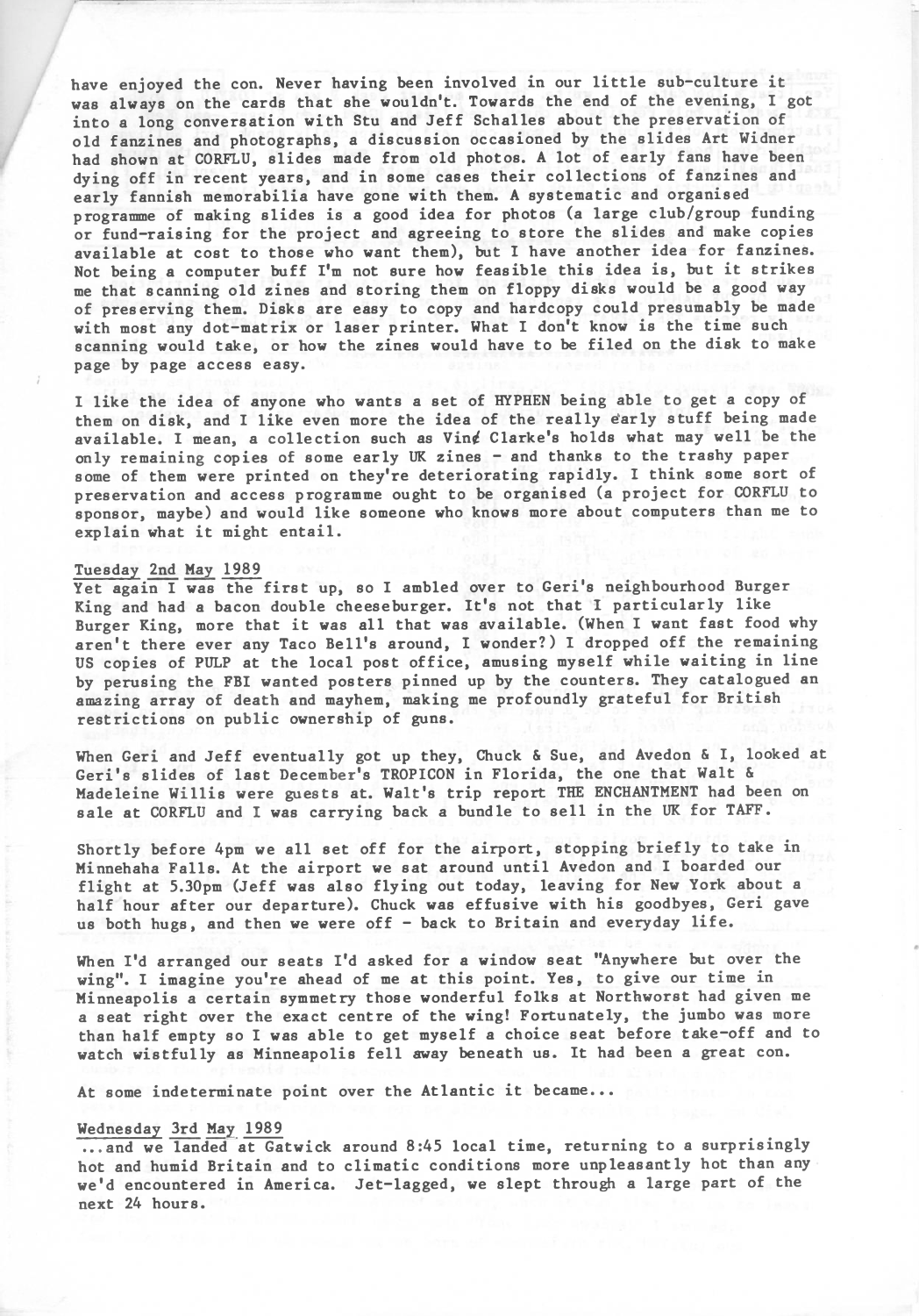have enjoyed the con. Never having been involved in our little sub-culture it was always on the cards that she wouldn't. Towards the end of the evening, I got into a long conversation with Stu and Jeff Schalles about the preservation of old fanzines and photographs, a discussion occasioned by the slides Art Widner had shown at CORFLU, slides made from old photos. A lot of early fans have been dying off in recent years, and in some cases their collections of fanzines and early fannish memorabilia have gone with them. A systematic and organised programme of making slides is a good idea for photos (a large club/group funding or fund-raising for the project and agreeing to store the slides and make copies available at cost to those who want them), but I have another idea for fanzines. Not being a computer buff I'm not sure how feasible this idea is, but it strikes me that scanning old zines and storing them on floppy disks would be a good way of preserving them. Disks are easy to copy and hardcopy could presumably be made with most any dot-matrix or laser printer. What I don't know is the time such scanning would take, or how the zines would have to be filed on the disk to make page by page access easy.

I like the idea of anyone who wants a set of HYPHEN being able to get a copy of them on disk, and I like even more the idea of the really early stuff being made available. I mean, a collection such as Vinc Clarke's holds what may well be the only remaining copies of some early UK zines - and thanks to the trashy paper some of them were printed on they're deteriorating rapidly. I think some sort of preservation and access programme ought to be organised (a project for CORFLU to sponsor, maybe) and would like someone who knows more about computers than me to explain what it might entail.

Tuesday 2nd May 1989

Yet again I was the first up, so I ambled over to Geri's neighbourhood Burger King and had a bacon double cheeseburger. It's not that I particularly like Burger King, more that it was all that was available. (When I want fast food why aren't there ever any Taco Bell's around, I wonder?) I dropped off the remaining US copies of PULP at the local post office, amusing myself while waiting in line by perusing the FBI wanted posters pinned up by the counters. They catalogued an amazing array of death and mayhem, making me profoundly grateful for British restrictions on public ownership of guns.

When Geri and Jeff eventually got up they, Chuck & Sue, and Avedon & I, looked at Geri's slides of last December's TROPICON in Florida, the one that Walt & Madeleine Willis were guests at. Walt's trip report THE ENCHANTMENT had been on sale at CORFLU and I was carrying back a bundle to sell in the UK for TAFF.

Shortly before 4pm we all set off for the airport, stopping briefly to take in Minnehaha Falls. At the airport we sat around until Avedon and I boarded our flight at 5.30pm (Jeff was also flying out today, leaving for New York about a half hour after our departure). Chuck was effusive with his goodbyes, Geri gave us both hugs, and then we were off - back to Britain and everyday life.

When I'd arranged our seats I'd asked for a window seat "Anywhere but over the wing". I imagine you're ahead of me at this point. Yes, to give our time in Minneapolis a certain symmetry those wonderful folks at Northworst had given me a seat right over the exact centre of the wing! Fortunately, the jumbo was more than half empty so I was able to get myself a choice seat before take-off and to watch wistfully as Minneapolis fell away beneath us. It had been a great con.

At some indeterminate point over the Atlantic it became...

Wednesday 3rd May 1989

...and we landed at Gatwick around 8:45 local time, returning to a surprisingly hot and humid Britain and to climatic conditions more unpleasantly hot than any we'd encountered in America. Jet-lagged, we slept through a large part of the next 24 hours.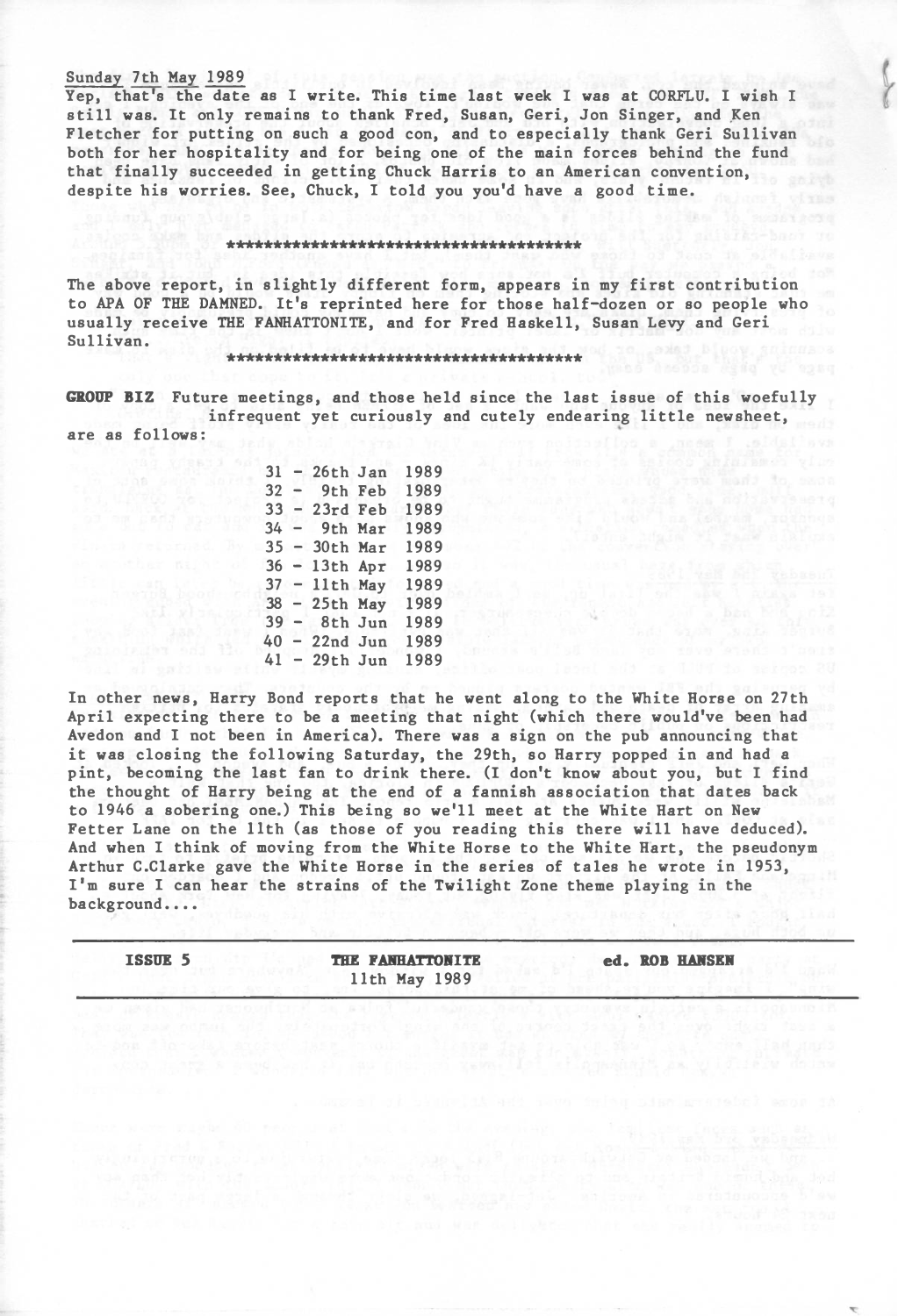Sunday 7th May 1989

Yep, that's the date as I write. This time last week I was at CORFLU. I wish I still was. It only remains to thank Fred, Susan, Geri, Jon Singer, and Ken Fletcher for putting on such a good con, and to especially thank Geri Sullivan both for her hospitality and for being one of the main forces behind the fund that finally succeeded in getting Chuck Harris to an American convention, despite his worries. See, Chuck, I told you you'd have a good time.

****************************************

The above report, in slightly different form, appears in my first contribution to APA OF THE DAMNED. It's reprinted here for those half-dozen or so people who usually receive THE FANHATTONITE, and for Fred Haskell, Susan Levy and Geri Sullivan.

****************************************

**GROUP BIZ** Future meetings, and those held since the last issue of this woefully infrequent yet curiously and cutely endearing little newsheet, are as follows:

31 - 26th Jan 1989
32 - 9th Feb 1989
33 - 23rd Feb 1989
34 - 9th Mar 1989
35 - 30th Mar 1989
36 - 13th Apr 1989
37 - 11th May 1989
38 - 25th May 1989
39 - 8th Jun 1989
40 - 22nd Jun 1989
41 - 29th Jun 1989

In other news, Harry Bond reports that he went along to the White Horse on 27th April expecting there to be a meeting that night (which there would've been had Avedon and I not been in America). There was a sign on the pub announcing that it was closing the following Saturday, the 29th, so Harry popped in and had a pint, becoming the last fan to drink there. (I don't know about you, but I find the thought of Harry being at the end of a fannish association that dates back to 1946 a sobering one.) This being so we'll meet at the White Hart on New Fetter Lane on the 11th (as those of you reading this there will have deduced). And when I think of moving from the White Horse to the White Hart, the pseudonym Arthur C.Clarke gave the White Horse in the series of tales he wrote in 1953, I'm sure I can hear the strains of the Twilight Zone theme playing in the background....

**ISSUE 5** **THE FANHATTONITE** **ed. ROB HANSEN**
11th May 1989